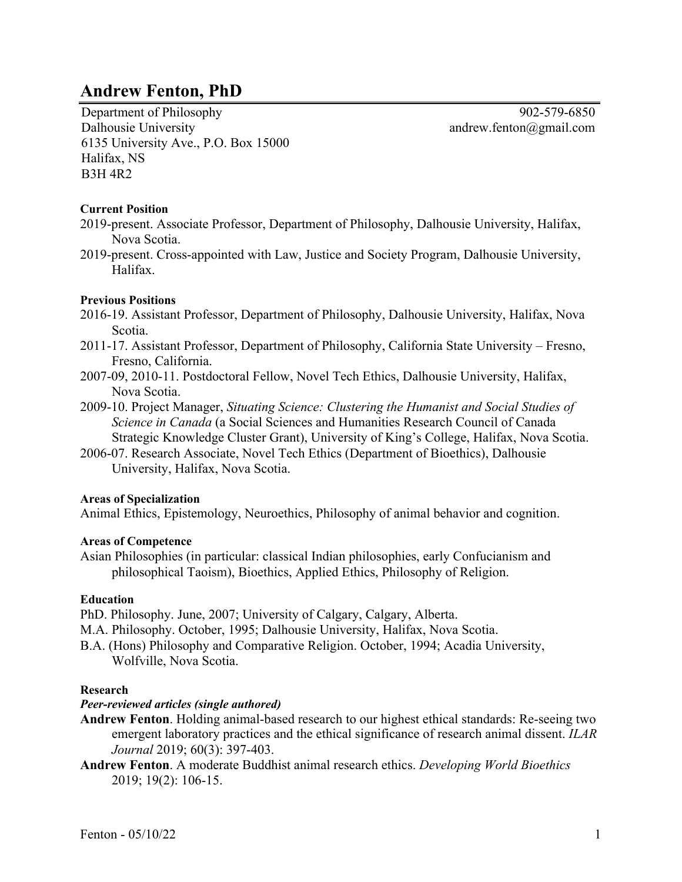# Andrew Fenton, PhD

Department of Philosophy
Dalhousie University
6135 University Ave., P.O. Box 15000
Halifax, NS
B3H 4R2

902-579-6850
andrew.fenton@gmail.com

**Current Position**

2019-present. Associate Professor, Department of Philosophy, Dalhousie University, Halifax, Nova Scotia.

2019-present. Cross-appointed with Law, Justice and Society Program, Dalhousie University, Halifax.

**Previous Positions**

2016-19. Assistant Professor, Department of Philosophy, Dalhousie University, Halifax, Nova Scotia.

2011-17. Assistant Professor, Department of Philosophy, California State University – Fresno, Fresno, California.

2007-09, 2010-11. Postdoctoral Fellow, Novel Tech Ethics, Dalhousie University, Halifax, Nova Scotia.

2009-10. Project Manager, *Situating Science: Clustering the Humanist and Social Studies of Science in Canada* (a Social Sciences and Humanities Research Council of Canada Strategic Knowledge Cluster Grant), University of King's College, Halifax, Nova Scotia.

2006-07. Research Associate, Novel Tech Ethics (Department of Bioethics), Dalhousie University, Halifax, Nova Scotia.

**Areas of Specialization**

Animal Ethics, Epistemology, Neuroethics, Philosophy of animal behavior and cognition.

**Areas of Competence**

Asian Philosophies (in particular: classical Indian philosophies, early Confucianism and philosophical Taoism), Bioethics, Applied Ethics, Philosophy of Religion.

**Education**

PhD. Philosophy. June, 2007; University of Calgary, Calgary, Alberta.

M.A. Philosophy. October, 1995; Dalhousie University, Halifax, Nova Scotia.

B.A. (Hons) Philosophy and Comparative Religion. October, 1994; Acadia University, Wolfville, Nova Scotia.

**Research**

***Peer-reviewed articles (single authored)***

**Andrew Fenton**. Holding animal-based research to our highest ethical standards: Re-seeing two emergent laboratory practices and the ethical significance of research animal dissent. *ILAR Journal* 2019; 60(3): 397-403.

**Andrew Fenton**. A moderate Buddhist animal research ethics. *Developing World Bioethics* 2019; 19(2): 106-15.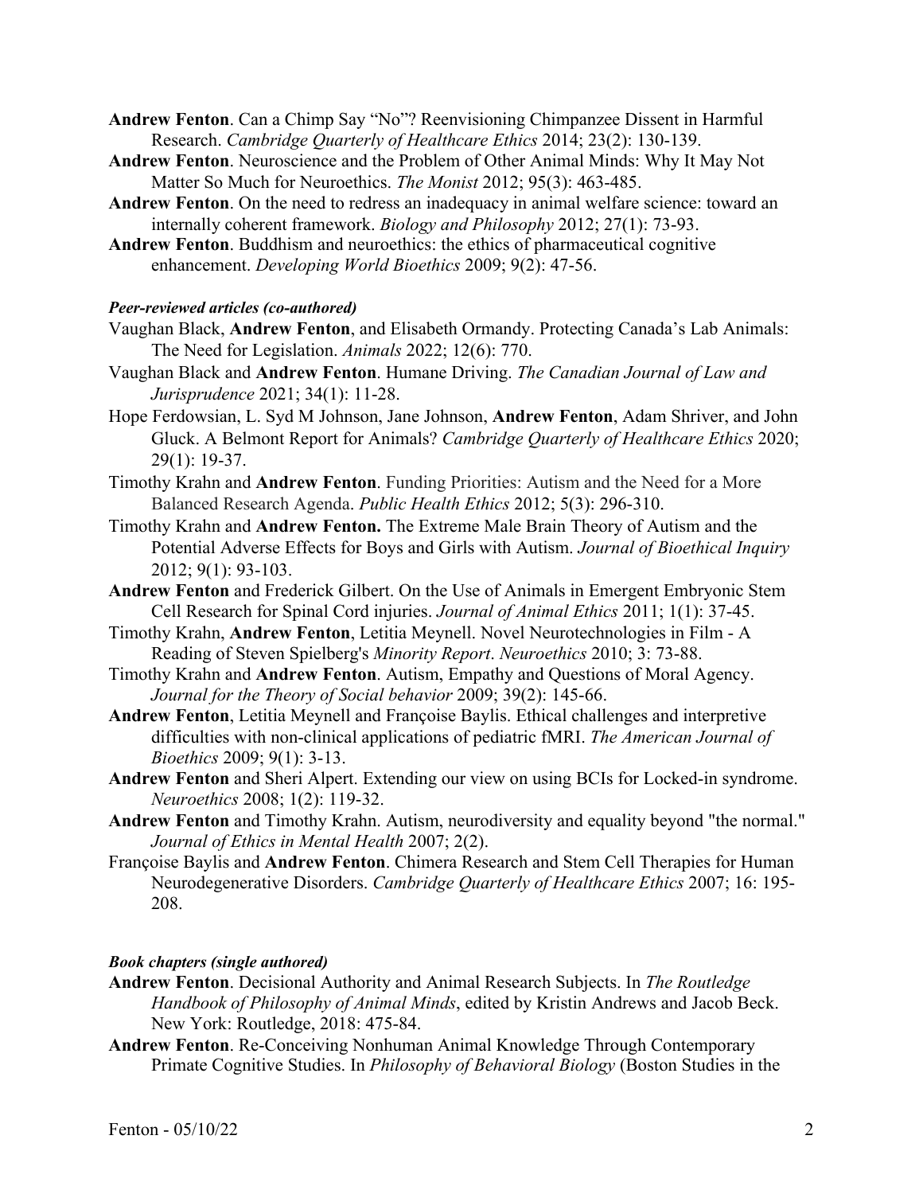**Andrew Fenton**. Can a Chimp Say "No"? Reenvisioning Chimpanzee Dissent in Harmful Research. *Cambridge Quarterly of Healthcare Ethics* 2014; 23(2): 130-139.

**Andrew Fenton**. Neuroscience and the Problem of Other Animal Minds: Why It May Not Matter So Much for Neuroethics. *The Monist* 2012; 95(3): 463-485.

**Andrew Fenton**. On the need to redress an inadequacy in animal welfare science: toward an internally coherent framework. *Biology and Philosophy* 2012; 27(1): 73-93.

**Andrew Fenton**. Buddhism and neuroethics: the ethics of pharmaceutical cognitive enhancement. *Developing World Bioethics* 2009; 9(2): 47-56.

***Peer-reviewed articles (co-authored)***

Vaughan Black, **Andrew Fenton**, and Elisabeth Ormandy. Protecting Canada's Lab Animals: The Need for Legislation. *Animals* 2022; 12(6): 770.

Vaughan Black and **Andrew Fenton**. Humane Driving. *The Canadian Journal of Law and Jurisprudence* 2021; 34(1): 11-28.

Hope Ferdowsian, L. Syd M Johnson, Jane Johnson, **Andrew Fenton**, Adam Shriver, and John Gluck. A Belmont Report for Animals? *Cambridge Quarterly of Healthcare Ethics* 2020; 29(1): 19-37.

Timothy Krahn and **Andrew Fenton**. Funding Priorities: Autism and the Need for a More Balanced Research Agenda. *Public Health Ethics* 2012; 5(3): 296-310.

Timothy Krahn and **Andrew Fenton.** The Extreme Male Brain Theory of Autism and the Potential Adverse Effects for Boys and Girls with Autism. *Journal of Bioethical Inquiry* 2012; 9(1): 93-103.

**Andrew Fenton** and Frederick Gilbert. On the Use of Animals in Emergent Embryonic Stem Cell Research for Spinal Cord injuries. *Journal of Animal Ethics* 2011; 1(1): 37-45.

Timothy Krahn, **Andrew Fenton**, Letitia Meynell. Novel Neurotechnologies in Film - A Reading of Steven Spielberg's *Minority Report*. *Neuroethics* 2010; 3: 73-88.

Timothy Krahn and **Andrew Fenton**. Autism, Empathy and Questions of Moral Agency. *Journal for the Theory of Social behavior* 2009; 39(2): 145-66.

**Andrew Fenton**, Letitia Meynell and Françoise Baylis. Ethical challenges and interpretive difficulties with non-clinical applications of pediatric fMRI. *The American Journal of Bioethics* 2009; 9(1): 3-13.

**Andrew Fenton** and Sheri Alpert. Extending our view on using BCIs for Locked-in syndrome. *Neuroethics* 2008; 1(2): 119-32.

**Andrew Fenton** and Timothy Krahn. Autism, neurodiversity and equality beyond "the normal." *Journal of Ethics in Mental Health* 2007; 2(2).

Françoise Baylis and **Andrew Fenton**. Chimera Research and Stem Cell Therapies for Human Neurodegenerative Disorders. *Cambridge Quarterly of Healthcare Ethics* 2007; 16: 195-208.

***Book chapters (single authored)***

**Andrew Fenton**. Decisional Authority and Animal Research Subjects. In *The Routledge Handbook of Philosophy of Animal Minds*, edited by Kristin Andrews and Jacob Beck. New York: Routledge, 2018: 475-84.

**Andrew Fenton**. Re-Conceiving Nonhuman Animal Knowledge Through Contemporary Primate Cognitive Studies. In *Philosophy of Behavioral Biology* (Boston Studies in the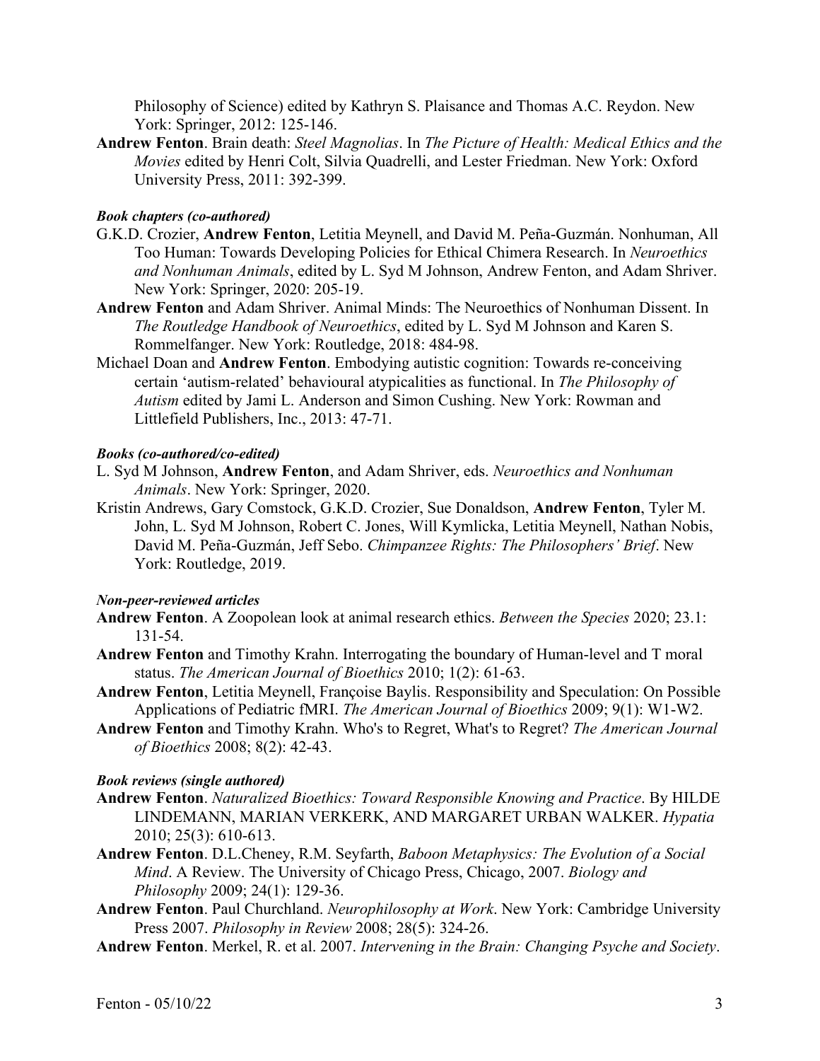Philosophy of Science) edited by Kathryn S. Plaisance and Thomas A.C. Reydon. New York: Springer, 2012: 125-146.

**Andrew Fenton**. Brain death: *Steel Magnolias*. In *The Picture of Health: Medical Ethics and the Movies* edited by Henri Colt, Silvia Quadrelli, and Lester Friedman. New York: Oxford University Press, 2011: 392-399.

***Book chapters (co-authored)***

G.K.D. Crozier, **Andrew Fenton**, Letitia Meynell, and David M. Peña-Guzmán. Nonhuman, All Too Human: Towards Developing Policies for Ethical Chimera Research. In *Neuroethics and Nonhuman Animals*, edited by L. Syd M Johnson, Andrew Fenton, and Adam Shriver. New York: Springer, 2020: 205-19.

**Andrew Fenton** and Adam Shriver. Animal Minds: The Neuroethics of Nonhuman Dissent. In *The Routledge Handbook of Neuroethics*, edited by L. Syd M Johnson and Karen S. Rommelfanger. New York: Routledge, 2018: 484-98.

Michael Doan and **Andrew Fenton**. Embodying autistic cognition: Towards re-conceiving certain 'autism-related' behavioural atypicalities as functional. In *The Philosophy of Autism* edited by Jami L. Anderson and Simon Cushing. New York: Rowman and Littlefield Publishers, Inc., 2013: 47-71.

***Books (co-authored/co-edited)***

L. Syd M Johnson, **Andrew Fenton**, and Adam Shriver, eds. *Neuroethics and Nonhuman Animals*. New York: Springer, 2020.

Kristin Andrews, Gary Comstock, G.K.D. Crozier, Sue Donaldson, **Andrew Fenton**, Tyler M. John, L. Syd M Johnson, Robert C. Jones, Will Kymlicka, Letitia Meynell, Nathan Nobis, David M. Peña-Guzmán, Jeff Sebo. *Chimpanzee Rights: The Philosophers' Brief*. New York: Routledge, 2019.

***Non-peer-reviewed articles***

**Andrew Fenton**. A Zoopolean look at animal research ethics. *Between the Species* 2020; 23.1: 131-54.

**Andrew Fenton** and Timothy Krahn. Interrogating the boundary of Human-level and T moral status. *The American Journal of Bioethics* 2010; 1(2): 61-63.

**Andrew Fenton**, Letitia Meynell, Françoise Baylis. Responsibility and Speculation: On Possible Applications of Pediatric fMRI. *The American Journal of Bioethics* 2009; 9(1): W1-W2.

**Andrew Fenton** and Timothy Krahn. Who's to Regret, What's to Regret? *The American Journal of Bioethics* 2008; 8(2): 42-43.

***Book reviews (single authored)***

**Andrew Fenton**. *Naturalized Bioethics: Toward Responsible Knowing and Practice*. By HILDE LINDEMANN, MARIAN VERKERK, AND MARGARET URBAN WALKER. *Hypatia* 2010; 25(3): 610-613.

**Andrew Fenton**. D.L.Cheney, R.M. Seyfarth, *Baboon Metaphysics: The Evolution of a Social Mind*. A Review. The University of Chicago Press, Chicago, 2007. *Biology and Philosophy* 2009; 24(1): 129-36.

**Andrew Fenton**. Paul Churchland. *Neurophilosophy at Work*. New York: Cambridge University Press 2007. *Philosophy in Review* 2008; 28(5): 324-26.

**Andrew Fenton**. Merkel, R. et al. 2007. *Intervening in the Brain: Changing Psyche and Society*.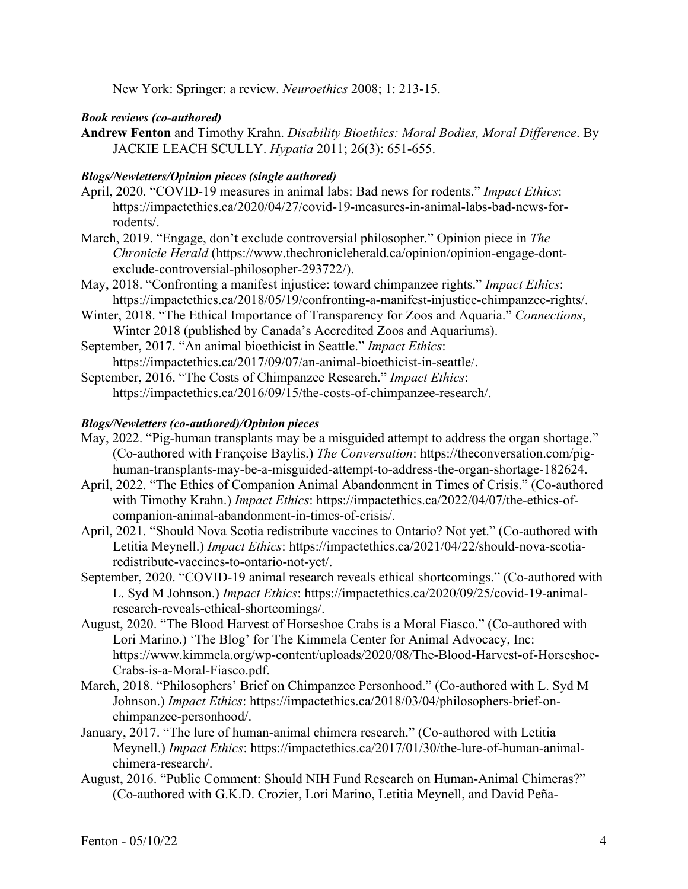New York: Springer: a review. *Neuroethics* 2008; 1: 213-15.

***Book reviews (co-authored)***

**Andrew Fenton** and Timothy Krahn. *Disability Bioethics: Moral Bodies, Moral Difference*. By JACKIE LEACH SCULLY. *Hypatia* 2011; 26(3): 651-655.

***Blogs/Newletters/Opinion pieces (single authored)***

April, 2020. "COVID-19 measures in animal labs: Bad news for rodents." *Impact Ethics*: https://impactethics.ca/2020/04/27/covid-19-measures-in-animal-labs-bad-news-for-rodents/.

March, 2019. "Engage, don't exclude controversial philosopher." Opinion piece in *The Chronicle Herald* (https://www.thechronicleherald.ca/opinion/opinion-engage-dont-exclude-controversial-philosopher-293722/).

May, 2018. "Confronting a manifest injustice: toward chimpanzee rights." *Impact Ethics*: https://impactethics.ca/2018/05/19/confronting-a-manifest-injustice-chimpanzee-rights/.

Winter, 2018. "The Ethical Importance of Transparency for Zoos and Aquaria." *Connections*, Winter 2018 (published by Canada's Accredited Zoos and Aquariums).

September, 2017. "An animal bioethicist in Seattle." *Impact Ethics*: https://impactethics.ca/2017/09/07/an-animal-bioethicist-in-seattle/.

September, 2016. "The Costs of Chimpanzee Research." *Impact Ethics*: https://impactethics.ca/2016/09/15/the-costs-of-chimpanzee-research/.

***Blogs/Newletters (co-authored)/Opinion pieces***

May, 2022. "Pig-human transplants may be a misguided attempt to address the organ shortage." (Co-authored with Françoise Baylis.) *The Conversation*: https://theconversation.com/pig-human-transplants-may-be-a-misguided-attempt-to-address-the-organ-shortage-182624.

April, 2022. "The Ethics of Companion Animal Abandonment in Times of Crisis." (Co-authored with Timothy Krahn.) *Impact Ethics*: https://impactethics.ca/2022/04/07/the-ethics-of-companion-animal-abandonment-in-times-of-crisis/.

April, 2021. "Should Nova Scotia redistribute vaccines to Ontario? Not yet." (Co-authored with Letitia Meynell.) *Impact Ethics*: https://impactethics.ca/2021/04/22/should-nova-scotia-redistribute-vaccines-to-ontario-not-yet/.

September, 2020. "COVID-19 animal research reveals ethical shortcomings." (Co-authored with L. Syd M Johnson.) *Impact Ethics*: https://impactethics.ca/2020/09/25/covid-19-animal-research-reveals-ethical-shortcomings/.

August, 2020. "The Blood Harvest of Horseshoe Crabs is a Moral Fiasco." (Co-authored with Lori Marino.) 'The Blog' for The Kimmela Center for Animal Advocacy, Inc: https://www.kimmela.org/wp-content/uploads/2020/08/The-Blood-Harvest-of-Horseshoe-Crabs-is-a-Moral-Fiasco.pdf.

March, 2018. "Philosophers' Brief on Chimpanzee Personhood." (Co-authored with L. Syd M Johnson.) *Impact Ethics*: https://impactethics.ca/2018/03/04/philosophers-brief-on-chimpanzee-personhood/.

January, 2017. "The lure of human-animal chimera research." (Co-authored with Letitia Meynell.) *Impact Ethics*: https://impactethics.ca/2017/01/30/the-lure-of-human-animal-chimera-research/.

August, 2016. "Public Comment: Should NIH Fund Research on Human-Animal Chimeras?" (Co-authored with G.K.D. Crozier, Lori Marino, Letitia Meynell, and David Peña-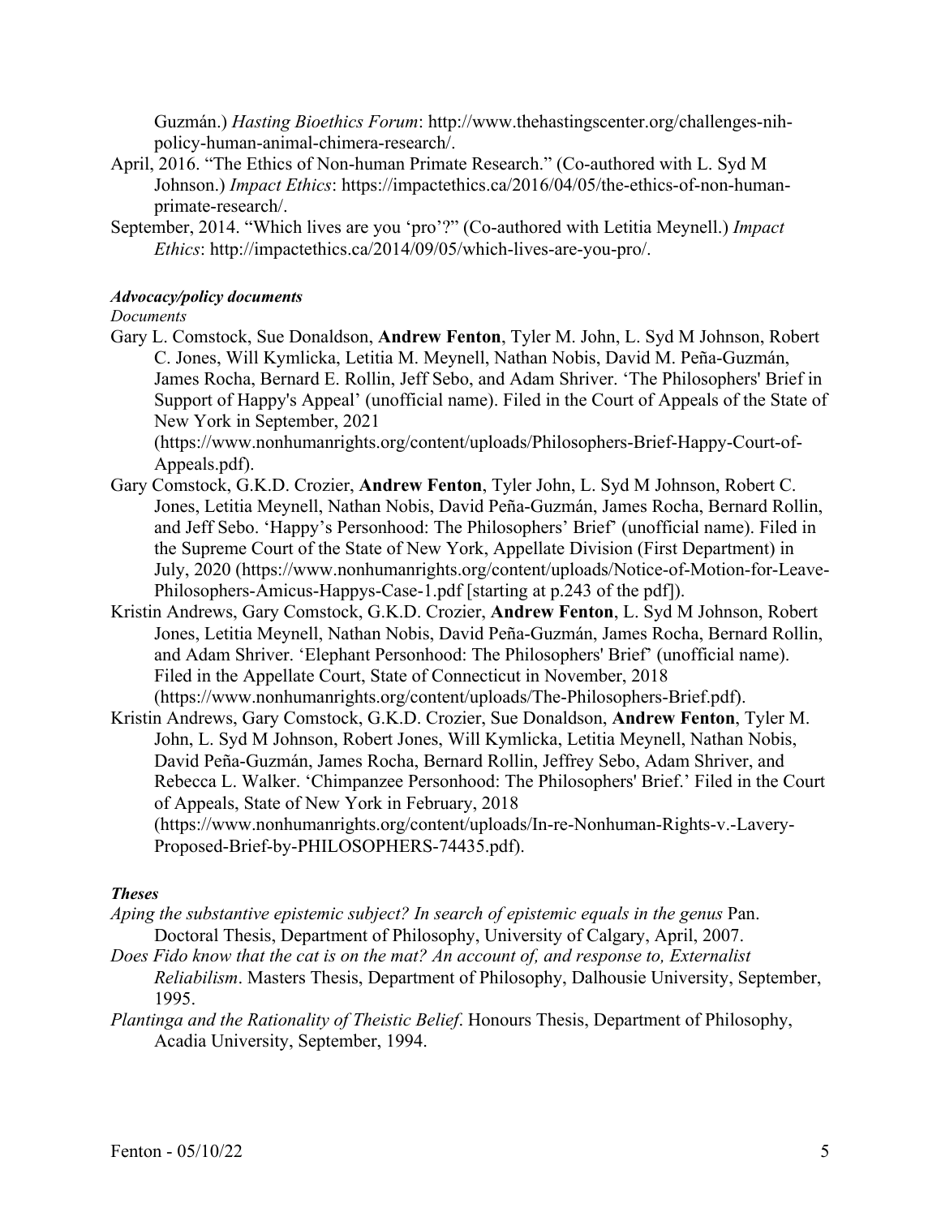Guzmán.) *Hasting Bioethics Forum*: http://www.thehastingscenter.org/challenges-nih-policy-human-animal-chimera-research/.

April, 2016. "The Ethics of Non-human Primate Research." (Co-authored with L. Syd M Johnson.) *Impact Ethics*: https://impactethics.ca/2016/04/05/the-ethics-of-non-human-primate-research/.

September, 2014. "Which lives are you 'pro'?" (Co-authored with Letitia Meynell.) *Impact Ethics*: http://impactethics.ca/2014/09/05/which-lives-are-you-pro/.

***Advocacy/policy documents***

*Documents*

Gary L. Comstock, Sue Donaldson, **Andrew Fenton**, Tyler M. John, L. Syd M Johnson, Robert C. Jones, Will Kymlicka, Letitia M. Meynell, Nathan Nobis, David M. Peña-Guzmán, James Rocha, Bernard E. Rollin, Jeff Sebo, and Adam Shriver. 'The Philosophers' Brief in Support of Happy's Appeal' (unofficial name). Filed in the Court of Appeals of the State of New York in September, 2021 (https://www.nonhumanrights.org/content/uploads/Philosophers-Brief-Happy-Court-of-Appeals.pdf).

Gary Comstock, G.K.D. Crozier, **Andrew Fenton**, Tyler John, L. Syd M Johnson, Robert C. Jones, Letitia Meynell, Nathan Nobis, David Peña-Guzmán, James Rocha, Bernard Rollin, and Jeff Sebo. 'Happy's Personhood: The Philosophers' Brief' (unofficial name). Filed in the Supreme Court of the State of New York, Appellate Division (First Department) in July, 2020 (https://www.nonhumanrights.org/content/uploads/Notice-of-Motion-for-Leave-Philosophers-Amicus-Happys-Case-1.pdf [starting at p.243 of the pdf]).

Kristin Andrews, Gary Comstock, G.K.D. Crozier, **Andrew Fenton**, L. Syd M Johnson, Robert Jones, Letitia Meynell, Nathan Nobis, David Peña-Guzmán, James Rocha, Bernard Rollin, and Adam Shriver. 'Elephant Personhood: The Philosophers' Brief' (unofficial name). Filed in the Appellate Court, State of Connecticut in November, 2018 (https://www.nonhumanrights.org/content/uploads/The-Philosophers-Brief.pdf).

Kristin Andrews, Gary Comstock, G.K.D. Crozier, Sue Donaldson, **Andrew Fenton**, Tyler M. John, L. Syd M Johnson, Robert Jones, Will Kymlicka, Letitia Meynell, Nathan Nobis, David Peña-Guzmán, James Rocha, Bernard Rollin, Jeffrey Sebo, Adam Shriver, and Rebecca L. Walker. 'Chimpanzee Personhood: The Philosophers' Brief.' Filed in the Court of Appeals, State of New York in February, 2018 (https://www.nonhumanrights.org/content/uploads/In-re-Nonhuman-Rights-v.-Lavery-Proposed-Brief-by-PHILOSOPHERS-74435.pdf).

***Theses***

*Aping the substantive epistemic subject? In search of epistemic equals in the genus* Pan. Doctoral Thesis, Department of Philosophy, University of Calgary, April, 2007.

*Does Fido know that the cat is on the mat? An account of, and response to, Externalist Reliabilism*. Masters Thesis, Department of Philosophy, Dalhousie University, September, 1995.

*Plantinga and the Rationality of Theistic Belief*. Honours Thesis, Department of Philosophy, Acadia University, September, 1994.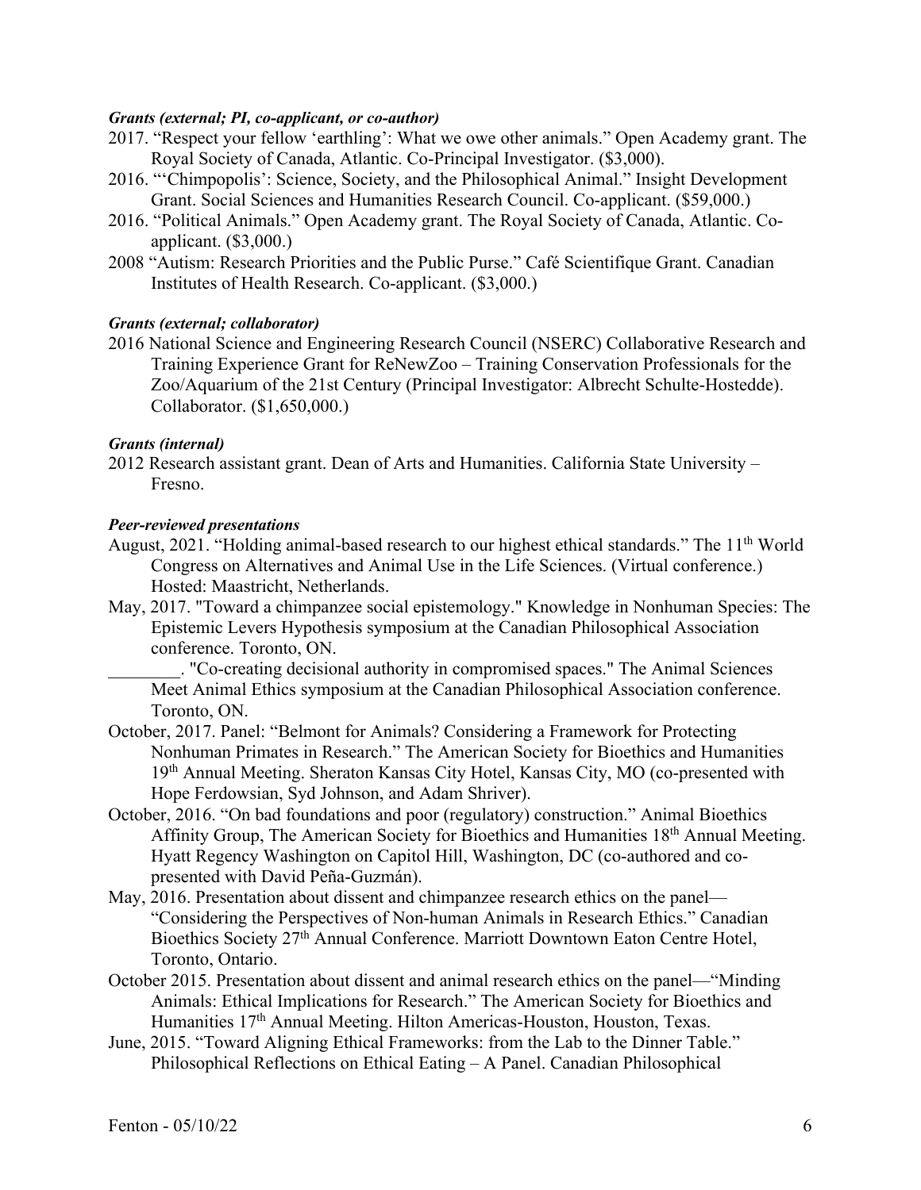***Grants (external; PI, co-applicant, or co-author)***

2017. "Respect your fellow 'earthling': What we owe other animals." Open Academy grant. The Royal Society of Canada, Atlantic. Co-Principal Investigator. ($3,000).

2016. "'Chimpopolis': Science, Society, and the Philosophical Animal." Insight Development Grant. Social Sciences and Humanities Research Council. Co-applicant. ($59,000.)

2016. "Political Animals." Open Academy grant. The Royal Society of Canada, Atlantic. Co-applicant. ($3,000.)

2008 "Autism: Research Priorities and the Public Purse." Café Scientifique Grant. Canadian Institutes of Health Research. Co-applicant. ($3,000.)

***Grants (external; collaborator)***

2016 National Science and Engineering Research Council (NSERC) Collaborative Research and Training Experience Grant for ReNewZoo – Training Conservation Professionals for the Zoo/Aquarium of the 21st Century (Principal Investigator: Albrecht Schulte-Hostedde). Collaborator. ($1,650,000.)

***Grants (internal)***

2012 Research assistant grant. Dean of Arts and Humanities. California State University – Fresno.

***Peer-reviewed presentations***

August, 2021. "Holding animal-based research to our highest ethical standards." The 11th World Congress on Alternatives and Animal Use in the Life Sciences. (Virtual conference.) Hosted: Maastricht, Netherlands.

May, 2017. "Toward a chimpanzee social epistemology." Knowledge in Nonhuman Species: The Epistemic Levers Hypothesis symposium at the Canadian Philosophical Association conference. Toronto, ON.

________. "Co-creating decisional authority in compromised spaces." The Animal Sciences Meet Animal Ethics symposium at the Canadian Philosophical Association conference. Toronto, ON.

October, 2017. Panel: "Belmont for Animals? Considering a Framework for Protecting Nonhuman Primates in Research." The American Society for Bioethics and Humanities 19th Annual Meeting. Sheraton Kansas City Hotel, Kansas City, MO (co-presented with Hope Ferdowsian, Syd Johnson, and Adam Shriver).

October, 2016. "On bad foundations and poor (regulatory) construction." Animal Bioethics Affinity Group, The American Society for Bioethics and Humanities 18th Annual Meeting. Hyatt Regency Washington on Capitol Hill, Washington, DC (co-authored and co-presented with David Peña-Guzmán).

May, 2016. Presentation about dissent and chimpanzee research ethics on the panel—"Considering the Perspectives of Non-human Animals in Research Ethics." Canadian Bioethics Society 27th Annual Conference. Marriott Downtown Eaton Centre Hotel, Toronto, Ontario.

October 2015. Presentation about dissent and animal research ethics on the panel—"Minding Animals: Ethical Implications for Research." The American Society for Bioethics and Humanities 17th Annual Meeting. Hilton Americas-Houston, Houston, Texas.

June, 2015. "Toward Aligning Ethical Frameworks: from the Lab to the Dinner Table." Philosophical Reflections on Ethical Eating – A Panel. Canadian Philosophical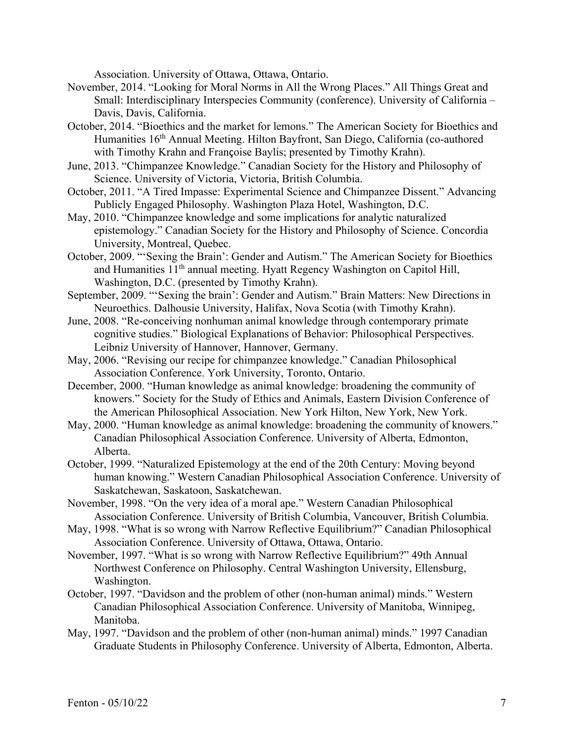Association. University of Ottawa, Ottawa, Ontario.

November, 2014. "Looking for Moral Norms in All the Wrong Places." All Things Great and Small: Interdisciplinary Interspecies Community (conference). University of California – Davis, Davis, California.

October, 2014. "Bioethics and the market for lemons." The American Society for Bioethics and Humanities 16th Annual Meeting. Hilton Bayfront, San Diego, California (co-authored with Timothy Krahn and Françoise Baylis; presented by Timothy Krahn).

June, 2013. "Chimpanzee Knowledge." Canadian Society for the History and Philosophy of Science. University of Victoria, Victoria, British Columbia.

October, 2011. "A Tired Impasse: Experimental Science and Chimpanzee Dissent." Advancing Publicly Engaged Philosophy. Washington Plaza Hotel, Washington, D.C.

May, 2010. "Chimpanzee knowledge and some implications for analytic naturalized epistemology." Canadian Society for the History and Philosophy of Science. Concordia University, Montreal, Quebec.

October, 2009. "'Sexing the Brain': Gender and Autism." The American Society for Bioethics and Humanities 11th annual meeting. Hyatt Regency Washington on Capitol Hill, Washington, D.C. (presented by Timothy Krahn).

September, 2009. "'Sexing the brain': Gender and Autism." Brain Matters: New Directions in Neuroethics. Dalhousie University, Halifax, Nova Scotia (with Timothy Krahn).

June, 2008. "Re-conceiving nonhuman animal knowledge through contemporary primate cognitive studies." Biological Explanations of Behavior: Philosophical Perspectives. Leibniz University of Hannover, Hannover, Germany.

May, 2006. "Revising our recipe for chimpanzee knowledge." Canadian Philosophical Association Conference. York University, Toronto, Ontario.

December, 2000. "Human knowledge as animal knowledge: broadening the community of knowers." Society for the Study of Ethics and Animals, Eastern Division Conference of the American Philosophical Association. New York Hilton, New York, New York.

May, 2000. "Human knowledge as animal knowledge: broadening the community of knowers." Canadian Philosophical Association Conference. University of Alberta, Edmonton, Alberta.

October, 1999. "Naturalized Epistemology at the end of the 20th Century: Moving beyond human knowing." Western Canadian Philosophical Association Conference. University of Saskatchewan, Saskatoon, Saskatchewan.

November, 1998. "On the very idea of a moral ape." Western Canadian Philosophical Association Conference. University of British Columbia, Vancouver, British Columbia.

May, 1998. "What is so wrong with Narrow Reflective Equilibrium?" Canadian Philosophical Association Conference. University of Ottawa, Ottawa, Ontario.

November, 1997. "What is so wrong with Narrow Reflective Equilibrium?" 49th Annual Northwest Conference on Philosophy. Central Washington University, Ellensburg, Washington.

October, 1997. "Davidson and the problem of other (non-human animal) minds." Western Canadian Philosophical Association Conference. University of Manitoba, Winnipeg, Manitoba.

May, 1997. "Davidson and the problem of other (non-human animal) minds." 1997 Canadian Graduate Students in Philosophy Conference. University of Alberta, Edmonton, Alberta.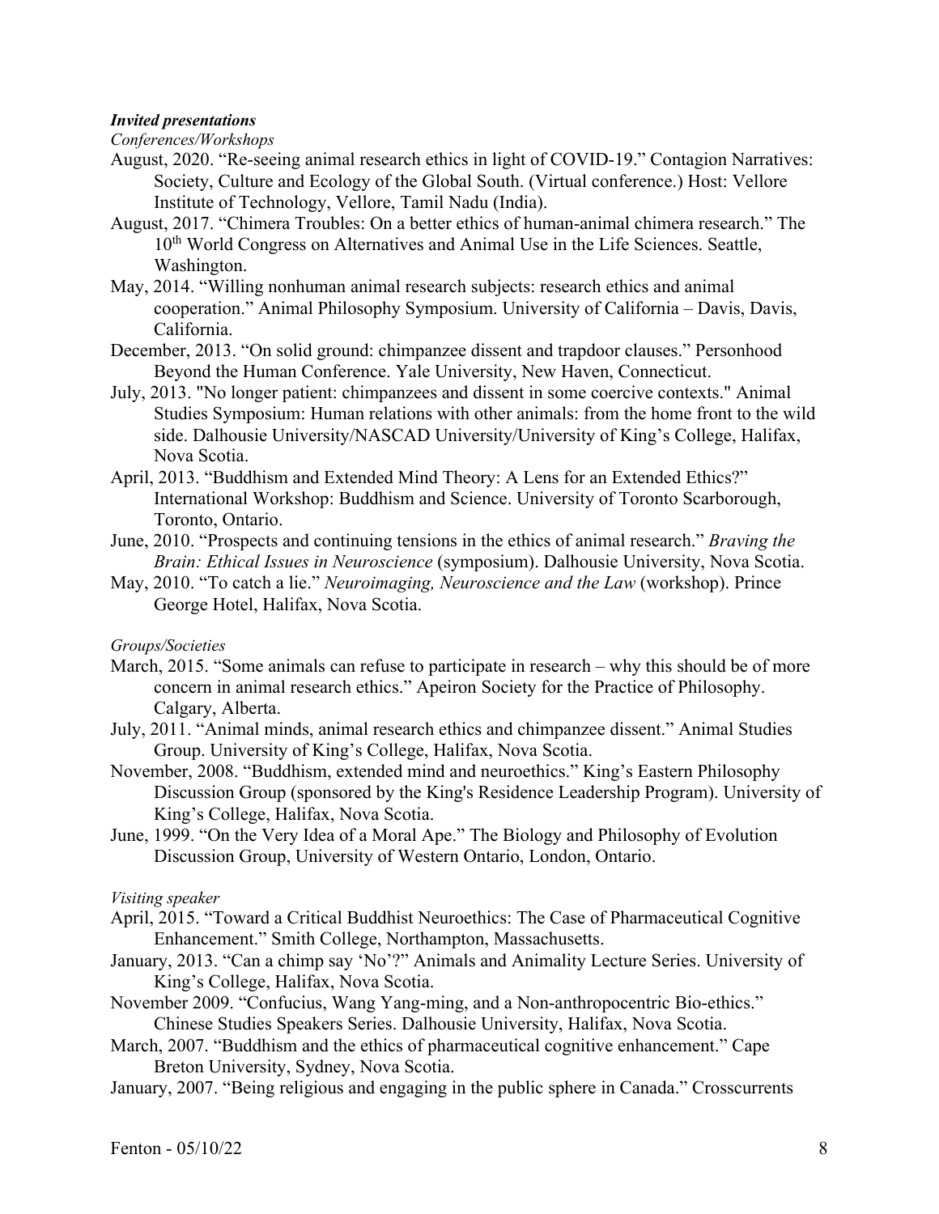***Invited presentations***

*Conferences/Workshops*

August, 2020. "Re-seeing animal research ethics in light of COVID-19." Contagion Narratives: Society, Culture and Ecology of the Global South. (Virtual conference.) Host: Vellore Institute of Technology, Vellore, Tamil Nadu (India).

August, 2017. "Chimera Troubles: On a better ethics of human-animal chimera research." The 10th World Congress on Alternatives and Animal Use in the Life Sciences. Seattle, Washington.

May, 2014. "Willing nonhuman animal research subjects: research ethics and animal cooperation." Animal Philosophy Symposium. University of California – Davis, Davis, California.

December, 2013. "On solid ground: chimpanzee dissent and trapdoor clauses." Personhood Beyond the Human Conference. Yale University, New Haven, Connecticut.

July, 2013. "No longer patient: chimpanzees and dissent in some coercive contexts." Animal Studies Symposium: Human relations with other animals: from the home front to the wild side. Dalhousie University/NASCAD University/University of King's College, Halifax, Nova Scotia.

April, 2013. "Buddhism and Extended Mind Theory: A Lens for an Extended Ethics?" International Workshop: Buddhism and Science. University of Toronto Scarborough, Toronto, Ontario.

June, 2010. "Prospects and continuing tensions in the ethics of animal research." *Braving the Brain: Ethical Issues in Neuroscience* (symposium). Dalhousie University, Nova Scotia.

May, 2010. "To catch a lie." *Neuroimaging, Neuroscience and the Law* (workshop). Prince George Hotel, Halifax, Nova Scotia.

*Groups/Societies*

March, 2015. "Some animals can refuse to participate in research – why this should be of more concern in animal research ethics." Apeiron Society for the Practice of Philosophy. Calgary, Alberta.

July, 2011. "Animal minds, animal research ethics and chimpanzee dissent." Animal Studies Group. University of King's College, Halifax, Nova Scotia.

November, 2008. "Buddhism, extended mind and neuroethics." King's Eastern Philosophy Discussion Group (sponsored by the King's Residence Leadership Program). University of King's College, Halifax, Nova Scotia.

June, 1999. "On the Very Idea of a Moral Ape." The Biology and Philosophy of Evolution Discussion Group, University of Western Ontario, London, Ontario.

*Visiting speaker*

April, 2015. "Toward a Critical Buddhist Neuroethics: The Case of Pharmaceutical Cognitive Enhancement." Smith College, Northampton, Massachusetts.

January, 2013. "Can a chimp say 'No'?" Animals and Animality Lecture Series. University of King's College, Halifax, Nova Scotia.

November 2009. "Confucius, Wang Yang-ming, and a Non-anthropocentric Bio-ethics." Chinese Studies Speakers Series. Dalhousie University, Halifax, Nova Scotia.

March, 2007. "Buddhism and the ethics of pharmaceutical cognitive enhancement." Cape Breton University, Sydney, Nova Scotia.

January, 2007. "Being religious and engaging in the public sphere in Canada." Crosscurrents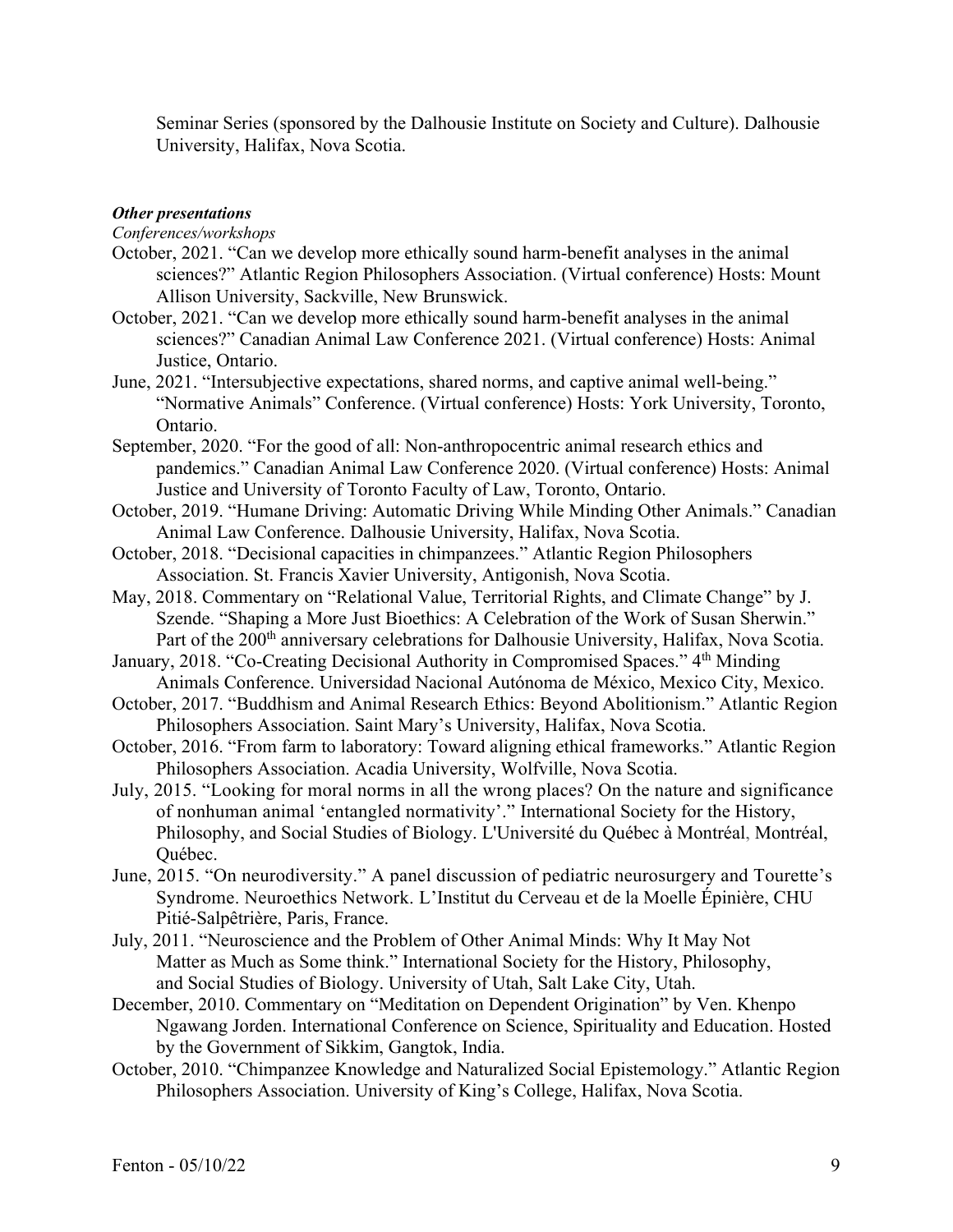Seminar Series (sponsored by the Dalhousie Institute on Society and Culture). Dalhousie University, Halifax, Nova Scotia.

***Other presentations***

*Conferences/workshops*

October, 2021. "Can we develop more ethically sound harm-benefit analyses in the animal sciences?" Atlantic Region Philosophers Association. (Virtual conference) Hosts: Mount Allison University, Sackville, New Brunswick.

October, 2021. "Can we develop more ethically sound harm-benefit analyses in the animal sciences?" Canadian Animal Law Conference 2021. (Virtual conference) Hosts: Animal Justice, Ontario.

June, 2021. "Intersubjective expectations, shared norms, and captive animal well-being." "Normative Animals" Conference. (Virtual conference) Hosts: York University, Toronto, Ontario.

September, 2020. "For the good of all: Non-anthropocentric animal research ethics and pandemics." Canadian Animal Law Conference 2020. (Virtual conference) Hosts: Animal Justice and University of Toronto Faculty of Law, Toronto, Ontario.

October, 2019. "Humane Driving: Automatic Driving While Minding Other Animals." Canadian Animal Law Conference. Dalhousie University, Halifax, Nova Scotia.

October, 2018. "Decisional capacities in chimpanzees." Atlantic Region Philosophers Association. St. Francis Xavier University, Antigonish, Nova Scotia.

May, 2018. Commentary on "Relational Value, Territorial Rights, and Climate Change" by J. Szende. "Shaping a More Just Bioethics: A Celebration of the Work of Susan Sherwin." Part of the 200th anniversary celebrations for Dalhousie University, Halifax, Nova Scotia.

January, 2018. "Co-Creating Decisional Authority in Compromised Spaces." 4th Minding Animals Conference. Universidad Nacional Autónoma de México, Mexico City, Mexico.

October, 2017. "Buddhism and Animal Research Ethics: Beyond Abolitionism." Atlantic Region Philosophers Association. Saint Mary's University, Halifax, Nova Scotia.

October, 2016. "From farm to laboratory: Toward aligning ethical frameworks." Atlantic Region Philosophers Association. Acadia University, Wolfville, Nova Scotia.

July, 2015. "Looking for moral norms in all the wrong places? On the nature and significance of nonhuman animal 'entangled normativity'." International Society for the History, Philosophy, and Social Studies of Biology. L'Université du Québec à Montréal, Montréal, Québec.

June, 2015. "On neurodiversity." A panel discussion of pediatric neurosurgery and Tourette's Syndrome. Neuroethics Network. L'Institut du Cerveau et de la Moelle Épinière, CHU Pitié-Salpêtrière, Paris, France.

July, 2011. "Neuroscience and the Problem of Other Animal Minds: Why It May Not Matter as Much as Some think." International Society for the History, Philosophy, and Social Studies of Biology. University of Utah, Salt Lake City, Utah.

December, 2010. Commentary on "Meditation on Dependent Origination" by Ven. Khenpo Ngawang Jorden. International Conference on Science, Spirituality and Education. Hosted by the Government of Sikkim, Gangtok, India.

October, 2010. "Chimpanzee Knowledge and Naturalized Social Epistemology." Atlantic Region Philosophers Association. University of King's College, Halifax, Nova Scotia.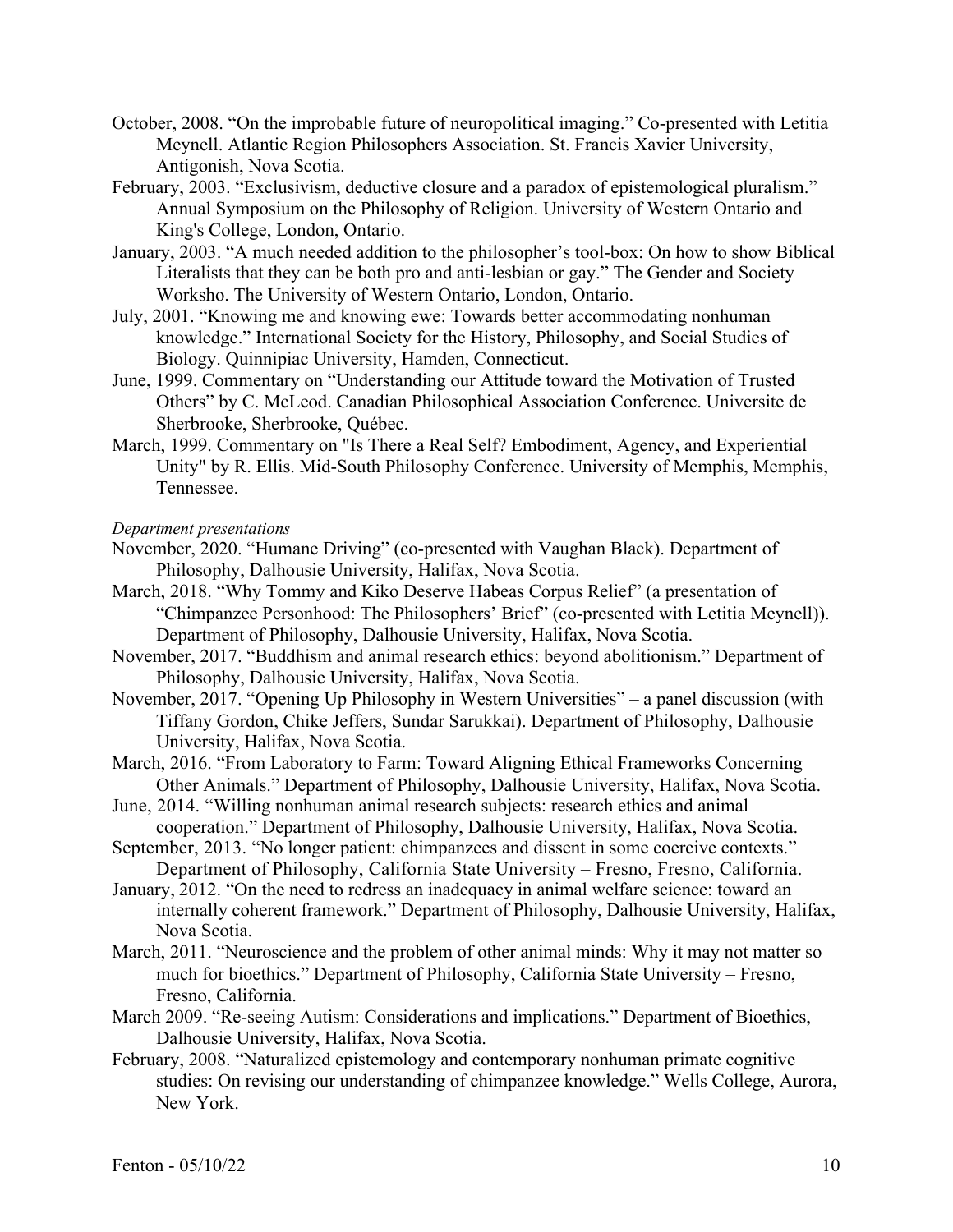October, 2008. "On the improbable future of neuropolitical imaging." Co-presented with Letitia Meynell. Atlantic Region Philosophers Association. St. Francis Xavier University, Antigonish, Nova Scotia.

February, 2003. "Exclusivism, deductive closure and a paradox of epistemological pluralism." Annual Symposium on the Philosophy of Religion. University of Western Ontario and King's College, London, Ontario.

January, 2003. "A much needed addition to the philosopher's tool-box: On how to show Biblical Literalists that they can be both pro and anti-lesbian or gay." The Gender and Society Worksho. The University of Western Ontario, London, Ontario.

July, 2001. "Knowing me and knowing ewe: Towards better accommodating nonhuman knowledge." International Society for the History, Philosophy, and Social Studies of Biology. Quinnipiac University, Hamden, Connecticut.

June, 1999. Commentary on "Understanding our Attitude toward the Motivation of Trusted Others" by C. McLeod. Canadian Philosophical Association Conference. Universite de Sherbrooke, Sherbrooke, Québec.

March, 1999. Commentary on "Is There a Real Self? Embodiment, Agency, and Experiential Unity" by R. Ellis. Mid-South Philosophy Conference. University of Memphis, Memphis, Tennessee.

*Department presentations*

November, 2020. "Humane Driving" (co-presented with Vaughan Black). Department of Philosophy, Dalhousie University, Halifax, Nova Scotia.

March, 2018. "Why Tommy and Kiko Deserve Habeas Corpus Relief" (a presentation of "Chimpanzee Personhood: The Philosophers' Brief" (co-presented with Letitia Meynell)). Department of Philosophy, Dalhousie University, Halifax, Nova Scotia.

November, 2017. "Buddhism and animal research ethics: beyond abolitionism." Department of Philosophy, Dalhousie University, Halifax, Nova Scotia.

November, 2017. "Opening Up Philosophy in Western Universities" – a panel discussion (with Tiffany Gordon, Chike Jeffers, Sundar Sarukkai). Department of Philosophy, Dalhousie University, Halifax, Nova Scotia.

March, 2016. "From Laboratory to Farm: Toward Aligning Ethical Frameworks Concerning Other Animals." Department of Philosophy, Dalhousie University, Halifax, Nova Scotia.

June, 2014. "Willing nonhuman animal research subjects: research ethics and animal cooperation." Department of Philosophy, Dalhousie University, Halifax, Nova Scotia.

September, 2013. "No longer patient: chimpanzees and dissent in some coercive contexts." Department of Philosophy, California State University – Fresno, Fresno, California.

January, 2012. "On the need to redress an inadequacy in animal welfare science: toward an internally coherent framework." Department of Philosophy, Dalhousie University, Halifax, Nova Scotia.

March, 2011. "Neuroscience and the problem of other animal minds: Why it may not matter so much for bioethics." Department of Philosophy, California State University – Fresno, Fresno, California.

March 2009. "Re-seeing Autism: Considerations and implications." Department of Bioethics, Dalhousie University, Halifax, Nova Scotia.

February, 2008. "Naturalized epistemology and contemporary nonhuman primate cognitive studies: On revising our understanding of chimpanzee knowledge." Wells College, Aurora, New York.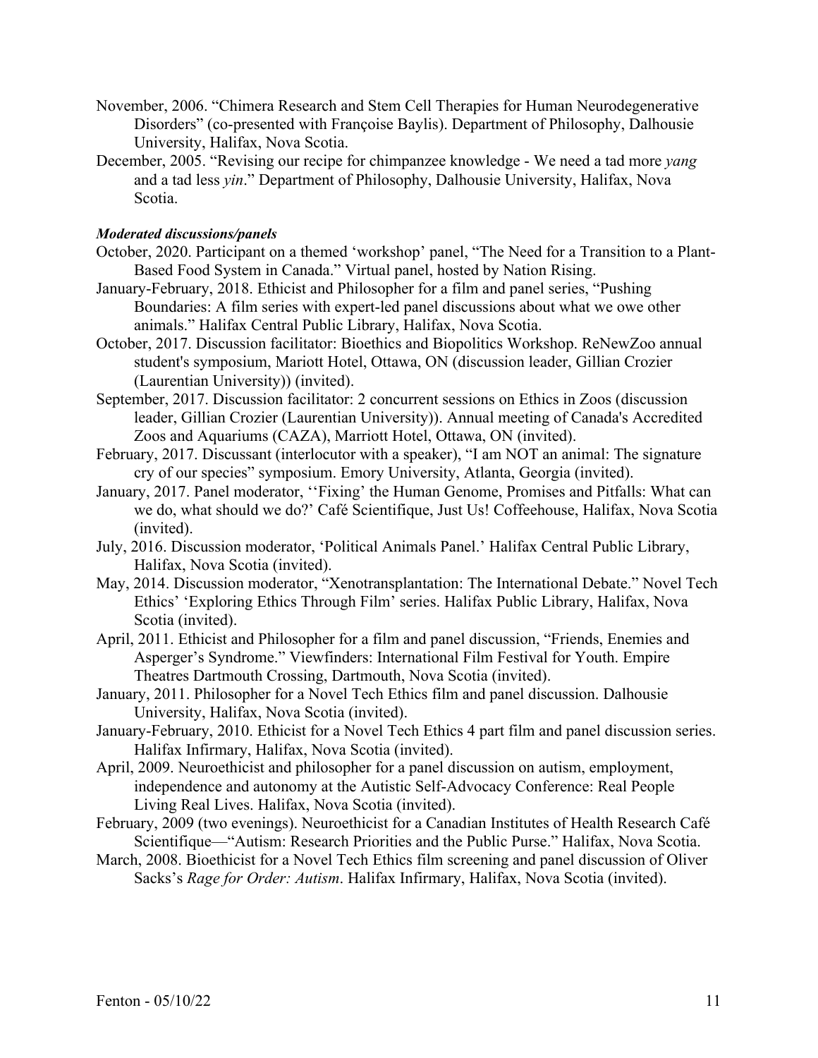November, 2006. "Chimera Research and Stem Cell Therapies for Human Neurodegenerative Disorders" (co-presented with Françoise Baylis). Department of Philosophy, Dalhousie University, Halifax, Nova Scotia.

December, 2005. "Revising our recipe for chimpanzee knowledge - We need a tad more *yang* and a tad less *yin*." Department of Philosophy, Dalhousie University, Halifax, Nova Scotia.

***Moderated discussions/panels***

October, 2020. Participant on a themed 'workshop' panel, "The Need for a Transition to a Plant-Based Food System in Canada." Virtual panel, hosted by Nation Rising.

January-February, 2018. Ethicist and Philosopher for a film and panel series, "Pushing Boundaries: A film series with expert-led panel discussions about what we owe other animals." Halifax Central Public Library, Halifax, Nova Scotia.

October, 2017. Discussion facilitator: Bioethics and Biopolitics Workshop. ReNewZoo annual student's symposium, Mariott Hotel, Ottawa, ON (discussion leader, Gillian Crozier (Laurentian University)) (invited).

September, 2017. Discussion facilitator: 2 concurrent sessions on Ethics in Zoos (discussion leader, Gillian Crozier (Laurentian University)). Annual meeting of Canada's Accredited Zoos and Aquariums (CAZA), Marriott Hotel, Ottawa, ON (invited).

February, 2017. Discussant (interlocutor with a speaker), "I am NOT an animal: The signature cry of our species" symposium. Emory University, Atlanta, Georgia (invited).

January, 2017. Panel moderator, ''Fixing' the Human Genome, Promises and Pitfalls: What can we do, what should we do?' Café Scientifique, Just Us! Coffeehouse, Halifax, Nova Scotia (invited).

July, 2016. Discussion moderator, 'Political Animals Panel.' Halifax Central Public Library, Halifax, Nova Scotia (invited).

May, 2014. Discussion moderator, "Xenotransplantation: The International Debate." Novel Tech Ethics' 'Exploring Ethics Through Film' series. Halifax Public Library, Halifax, Nova Scotia (invited).

April, 2011. Ethicist and Philosopher for a film and panel discussion, "Friends, Enemies and Asperger's Syndrome." Viewfinders: International Film Festival for Youth. Empire Theatres Dartmouth Crossing, Dartmouth, Nova Scotia (invited).

January, 2011. Philosopher for a Novel Tech Ethics film and panel discussion. Dalhousie University, Halifax, Nova Scotia (invited).

January-February, 2010. Ethicist for a Novel Tech Ethics 4 part film and panel discussion series. Halifax Infirmary, Halifax, Nova Scotia (invited).

April, 2009. Neuroethicist and philosopher for a panel discussion on autism, employment, independence and autonomy at the Autistic Self-Advocacy Conference: Real People Living Real Lives. Halifax, Nova Scotia (invited).

February, 2009 (two evenings). Neuroethicist for a Canadian Institutes of Health Research Café Scientifique—"Autism: Research Priorities and the Public Purse." Halifax, Nova Scotia.

March, 2008. Bioethicist for a Novel Tech Ethics film screening and panel discussion of Oliver Sacks's *Rage for Order: Autism*. Halifax Infirmary, Halifax, Nova Scotia (invited).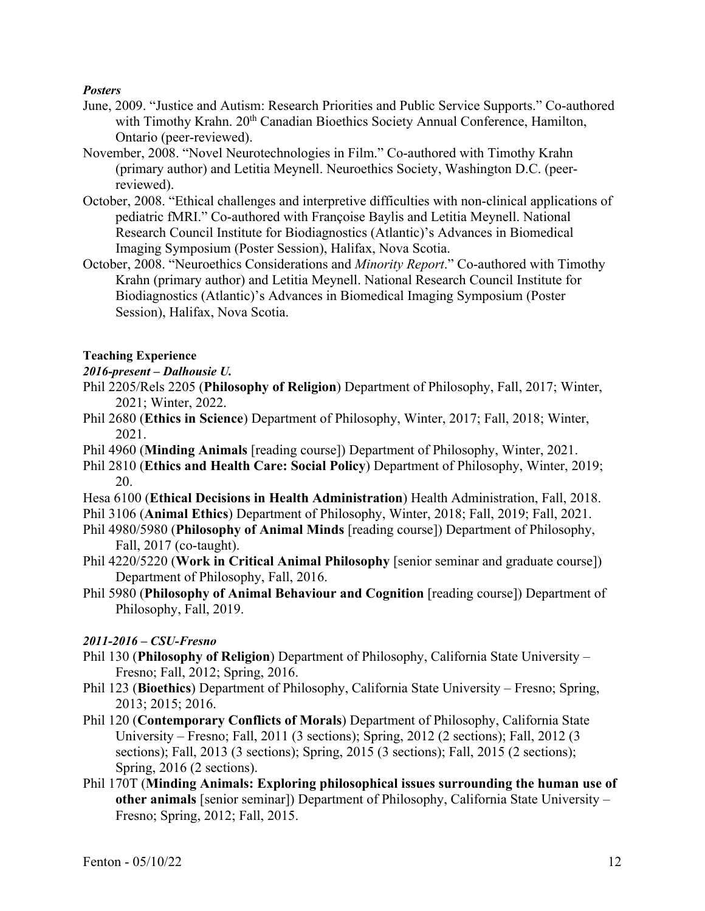***Posters***

June, 2009. "Justice and Autism: Research Priorities and Public Service Supports." Co-authored with Timothy Krahn. 20th Canadian Bioethics Society Annual Conference, Hamilton, Ontario (peer-reviewed).

November, 2008. "Novel Neurotechnologies in Film." Co-authored with Timothy Krahn (primary author) and Letitia Meynell. Neuroethics Society, Washington D.C. (peer-reviewed).

October, 2008. "Ethical challenges and interpretive difficulties with non-clinical applications of pediatric fMRI." Co-authored with Françoise Baylis and Letitia Meynell. National Research Council Institute for Biodiagnostics (Atlantic)'s Advances in Biomedical Imaging Symposium (Poster Session), Halifax, Nova Scotia.

October, 2008. "Neuroethics Considerations and *Minority Report*." Co-authored with Timothy Krahn (primary author) and Letitia Meynell. National Research Council Institute for Biodiagnostics (Atlantic)'s Advances in Biomedical Imaging Symposium (Poster Session), Halifax, Nova Scotia.

**Teaching Experience**

***2016-present – Dalhousie U.***

Phil 2205/Rels 2205 (**Philosophy of Religion**) Department of Philosophy, Fall, 2017; Winter, 2021; Winter, 2022.

Phil 2680 (**Ethics in Science**) Department of Philosophy, Winter, 2017; Fall, 2018; Winter, 2021.

Phil 4960 (**Minding Animals** [reading course]) Department of Philosophy, Winter, 2021.

Phil 2810 (**Ethics and Health Care: Social Policy**) Department of Philosophy, Winter, 2019; 20.

Hesa 6100 (**Ethical Decisions in Health Administration**) Health Administration, Fall, 2018.

Phil 3106 (**Animal Ethics**) Department of Philosophy, Winter, 2018; Fall, 2019; Fall, 2021.

Phil 4980/5980 (**Philosophy of Animal Minds** [reading course]) Department of Philosophy, Fall, 2017 (co-taught).

Phil 4220/5220 (**Work in Critical Animal Philosophy** [senior seminar and graduate course]) Department of Philosophy, Fall, 2016.

Phil 5980 (**Philosophy of Animal Behaviour and Cognition** [reading course]) Department of Philosophy, Fall, 2019.

***2011-2016 – CSU-Fresno***

Phil 130 (**Philosophy of Religion**) Department of Philosophy, California State University – Fresno; Fall, 2012; Spring, 2016.

Phil 123 (**Bioethics**) Department of Philosophy, California State University – Fresno; Spring, 2013; 2015; 2016.

Phil 120 (**Contemporary Conflicts of Morals**) Department of Philosophy, California State University – Fresno; Fall, 2011 (3 sections); Spring, 2012 (2 sections); Fall, 2012 (3 sections); Fall, 2013 (3 sections); Spring, 2015 (3 sections); Fall, 2015 (2 sections); Spring, 2016 (2 sections).

Phil 170T (**Minding Animals: Exploring philosophical issues surrounding the human use of other animals** [senior seminar]) Department of Philosophy, California State University – Fresno; Spring, 2012; Fall, 2015.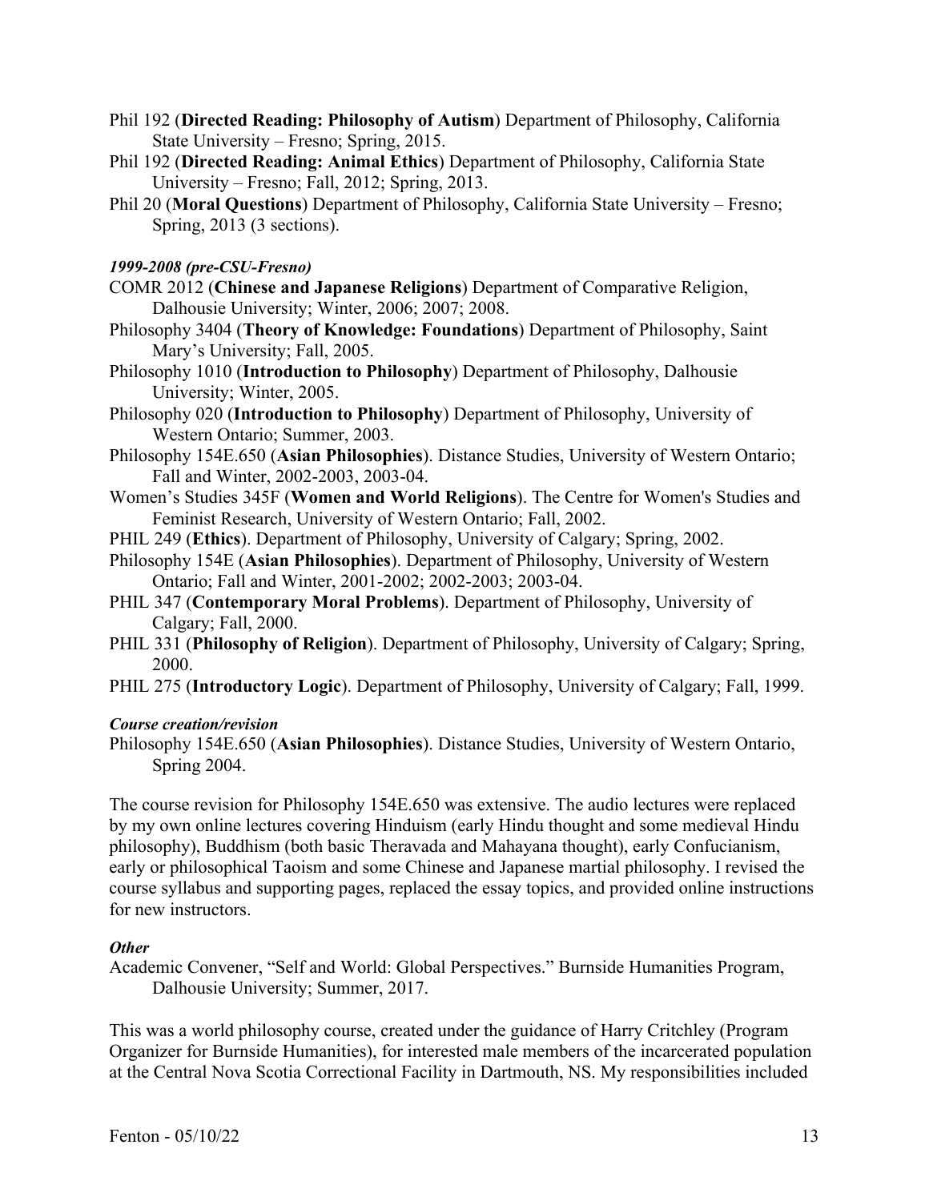Phil 192 (**Directed Reading: Philosophy of Autism**) Department of Philosophy, California State University – Fresno; Spring, 2015.

Phil 192 (**Directed Reading: Animal Ethics**) Department of Philosophy, California State University – Fresno; Fall, 2012; Spring, 2013.

Phil 20 (**Moral Questions**) Department of Philosophy, California State University – Fresno; Spring, 2013 (3 sections).

***1999-2008 (pre-CSU-Fresno)***

COMR 2012 (**Chinese and Japanese Religions**) Department of Comparative Religion, Dalhousie University; Winter, 2006; 2007; 2008.

Philosophy 3404 (**Theory of Knowledge: Foundations**) Department of Philosophy, Saint Mary's University; Fall, 2005.

Philosophy 1010 (**Introduction to Philosophy**) Department of Philosophy, Dalhousie University; Winter, 2005.

Philosophy 020 (**Introduction to Philosophy**) Department of Philosophy, University of Western Ontario; Summer, 2003.

Philosophy 154E.650 (**Asian Philosophies**). Distance Studies, University of Western Ontario; Fall and Winter, 2002-2003, 2003-04.

Women's Studies 345F (**Women and World Religions**). The Centre for Women's Studies and Feminist Research, University of Western Ontario; Fall, 2002.

PHIL 249 (**Ethics**). Department of Philosophy, University of Calgary; Spring, 2002.

Philosophy 154E (**Asian Philosophies**). Department of Philosophy, University of Western Ontario; Fall and Winter, 2001-2002; 2002-2003; 2003-04.

PHIL 347 (**Contemporary Moral Problems**). Department of Philosophy, University of Calgary; Fall, 2000.

PHIL 331 (**Philosophy of Religion**). Department of Philosophy, University of Calgary; Spring, 2000.

PHIL 275 (**Introductory Logic**). Department of Philosophy, University of Calgary; Fall, 1999.

***Course creation/revision***

Philosophy 154E.650 (**Asian Philosophies**). Distance Studies, University of Western Ontario, Spring 2004.

The course revision for Philosophy 154E.650 was extensive. The audio lectures were replaced by my own online lectures covering Hinduism (early Hindu thought and some medieval Hindu philosophy), Buddhism (both basic Theravada and Mahayana thought), early Confucianism, early or philosophical Taoism and some Chinese and Japanese martial philosophy. I revised the course syllabus and supporting pages, replaced the essay topics, and provided online instructions for new instructors.

***Other***

Academic Convener, "Self and World: Global Perspectives." Burnside Humanities Program, Dalhousie University; Summer, 2017.

This was a world philosophy course, created under the guidance of Harry Critchley (Program Organizer for Burnside Humanities), for interested male members of the incarcerated population at the Central Nova Scotia Correctional Facility in Dartmouth, NS. My responsibilities included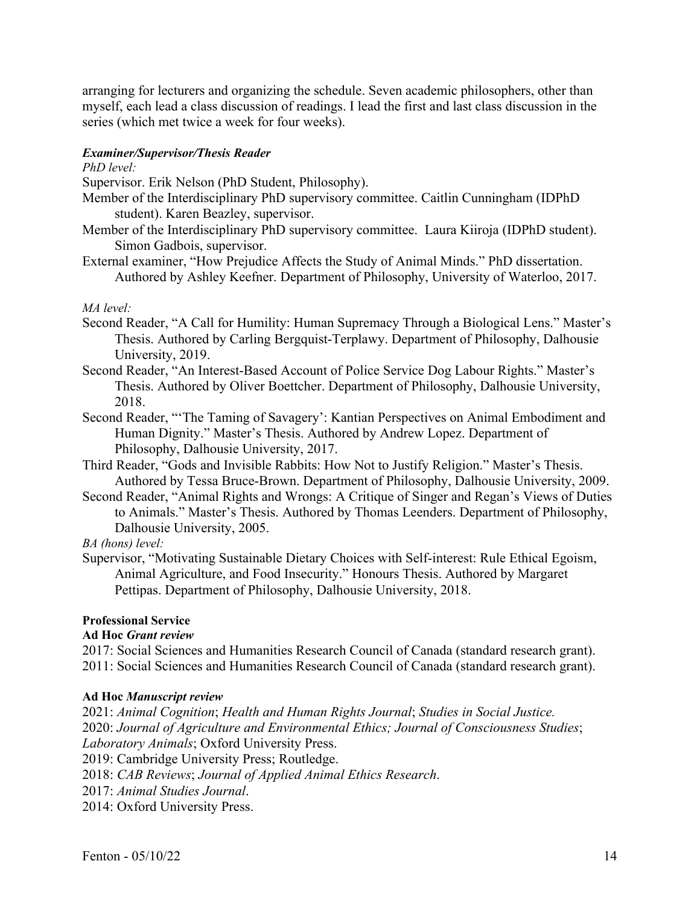arranging for lecturers and organizing the schedule. Seven academic philosophers, other than myself, each lead a class discussion of readings. I lead the first and last class discussion in the series (which met twice a week for four weeks).

***Examiner/Supervisor/Thesis Reader***

*PhD level:*

Supervisor. Erik Nelson (PhD Student, Philosophy).

Member of the Interdisciplinary PhD supervisory committee. Caitlin Cunningham (IDPhD student). Karen Beazley, supervisor.

Member of the Interdisciplinary PhD supervisory committee. Laura Kiiroja (IDPhD student). Simon Gadbois, supervisor.

External examiner, "How Prejudice Affects the Study of Animal Minds." PhD dissertation. Authored by Ashley Keefner. Department of Philosophy, University of Waterloo, 2017.

*MA level:*

Second Reader, "A Call for Humility: Human Supremacy Through a Biological Lens." Master's Thesis. Authored by Carling Bergquist-Terplawy. Department of Philosophy, Dalhousie University, 2019.

Second Reader, "An Interest-Based Account of Police Service Dog Labour Rights." Master's Thesis. Authored by Oliver Boettcher. Department of Philosophy, Dalhousie University, 2018.

Second Reader, "'The Taming of Savagery': Kantian Perspectives on Animal Embodiment and Human Dignity." Master's Thesis. Authored by Andrew Lopez. Department of Philosophy, Dalhousie University, 2017.

Third Reader, "Gods and Invisible Rabbits: How Not to Justify Religion." Master's Thesis. Authored by Tessa Bruce-Brown. Department of Philosophy, Dalhousie University, 2009.

Second Reader, "Animal Rights and Wrongs: A Critique of Singer and Regan's Views of Duties to Animals." Master's Thesis. Authored by Thomas Leenders. Department of Philosophy, Dalhousie University, 2005.

*BA (hons) level:*

Supervisor, "Motivating Sustainable Dietary Choices with Self-interest: Rule Ethical Egoism, Animal Agriculture, and Food Insecurity." Honours Thesis. Authored by Margaret Pettipas. Department of Philosophy, Dalhousie University, 2018.

**Professional Service**

**Ad Hoc *Grant review***

2017: Social Sciences and Humanities Research Council of Canada (standard research grant).

2011: Social Sciences and Humanities Research Council of Canada (standard research grant).

**Ad Hoc *Manuscript review***

2021: *Animal Cognition*; *Health and Human Rights Journal*; *Studies in Social Justice.*

2020: *Journal of Agriculture and Environmental Ethics; Journal of Consciousness Studies*; *Laboratory Animals*; Oxford University Press.

2019: Cambridge University Press; Routledge.

2018: *CAB Reviews*; *Journal of Applied Animal Ethics Research*.

2017: *Animal Studies Journal*.

2014: Oxford University Press.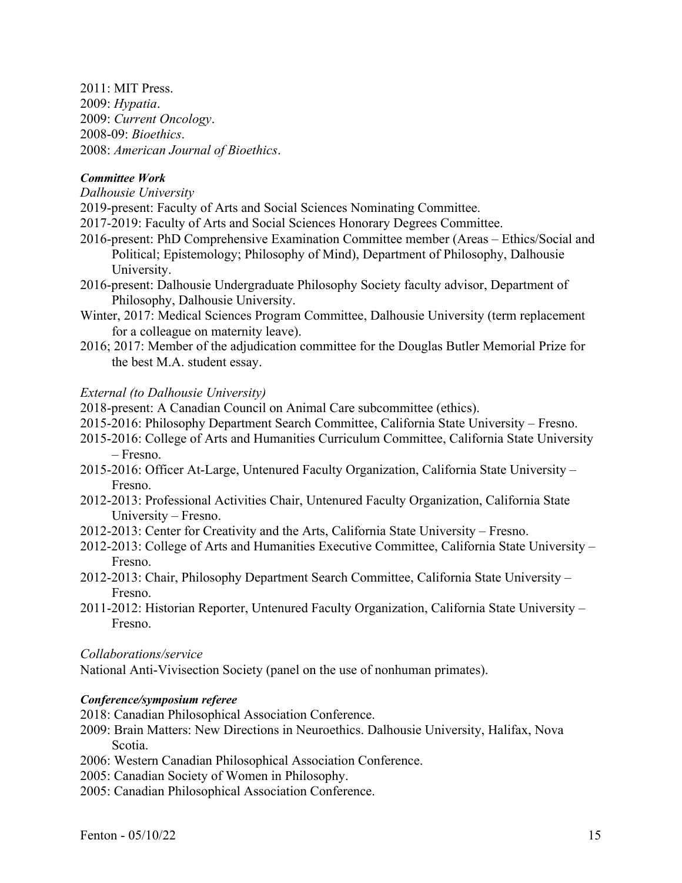2011: MIT Press.
2009: *Hypatia*.
2009: *Current Oncology*.
2008-09: *Bioethics*.
2008: *American Journal of Bioethics*.

***Committee Work***

*Dalhousie University*

2019-present: Faculty of Arts and Social Sciences Nominating Committee.
2017-2019: Faculty of Arts and Social Sciences Honorary Degrees Committee.
2016-present: PhD Comprehensive Examination Committee member (Areas – Ethics/Social and Political; Epistemology; Philosophy of Mind), Department of Philosophy, Dalhousie University.
2016-present: Dalhousie Undergraduate Philosophy Society faculty advisor, Department of Philosophy, Dalhousie University.
Winter, 2017: Medical Sciences Program Committee, Dalhousie University (term replacement for a colleague on maternity leave).
2016; 2017: Member of the adjudication committee for the Douglas Butler Memorial Prize for the best M.A. student essay.

*External (to Dalhousie University)*

2018-present: A Canadian Council on Animal Care subcommittee (ethics).
2015-2016: Philosophy Department Search Committee, California State University – Fresno.
2015-2016: College of Arts and Humanities Curriculum Committee, California State University – Fresno.
2015-2016: Officer At-Large, Untenured Faculty Organization, California State University – Fresno.
2012-2013: Professional Activities Chair, Untenured Faculty Organization, California State University – Fresno.
2012-2013: Center for Creativity and the Arts, California State University – Fresno.
2012-2013: College of Arts and Humanities Executive Committee, California State University – Fresno.
2012-2013: Chair, Philosophy Department Search Committee, California State University – Fresno.
2011-2012: Historian Reporter, Untenured Faculty Organization, California State University – Fresno.

*Collaborations/service*

National Anti-Vivisection Society (panel on the use of nonhuman primates).

***Conference/symposium referee***

2018: Canadian Philosophical Association Conference.
2009: Brain Matters: New Directions in Neuroethics. Dalhousie University, Halifax, Nova Scotia.
2006: Western Canadian Philosophical Association Conference.
2005: Canadian Society of Women in Philosophy.
2005: Canadian Philosophical Association Conference.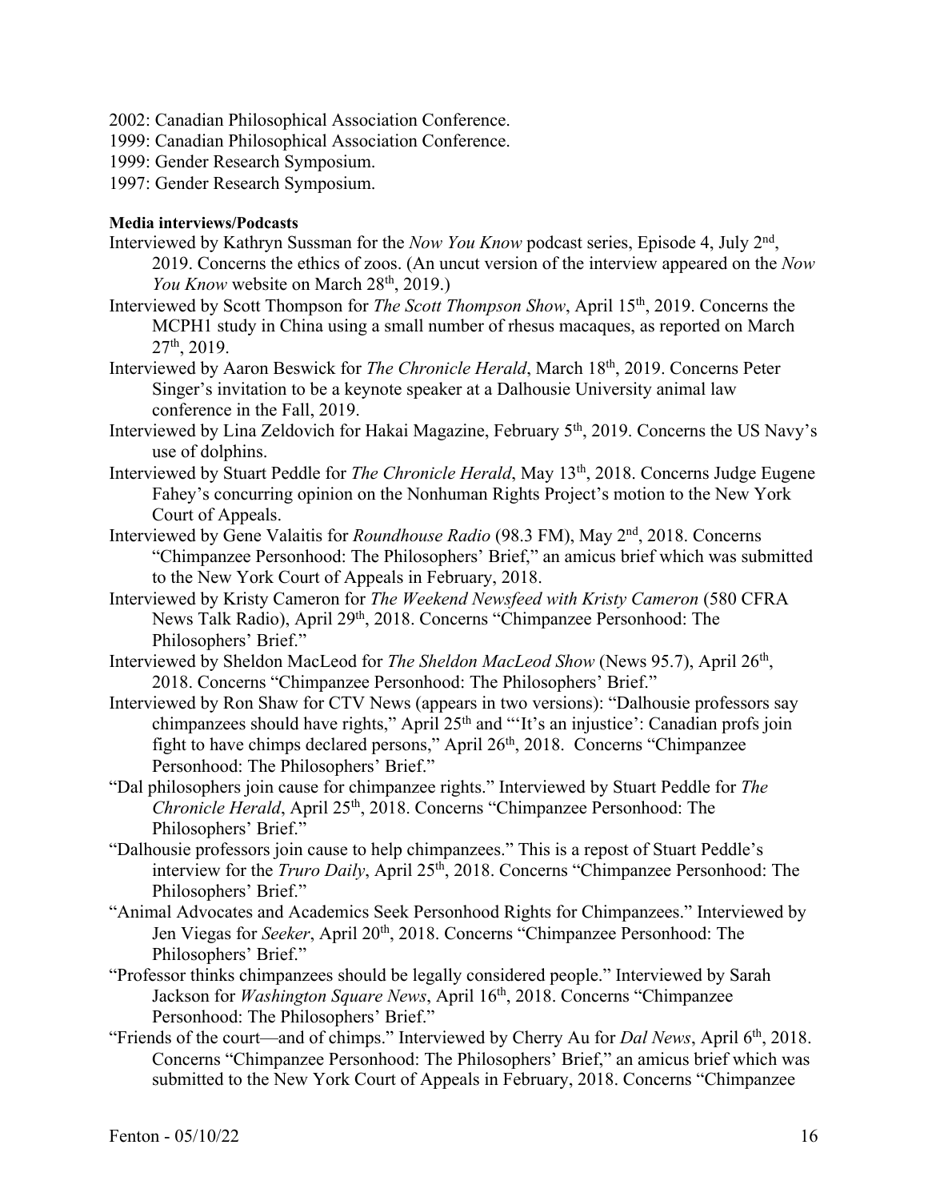2002: Canadian Philosophical Association Conference.
1999: Canadian Philosophical Association Conference.
1999: Gender Research Symposium.
1997: Gender Research Symposium.

**Media interviews/Podcasts**

Interviewed by Kathryn Sussman for the *Now You Know* podcast series, Episode 4, July 2nd, 2019. Concerns the ethics of zoos. (An uncut version of the interview appeared on the *Now You Know* website on March 28th, 2019.)

Interviewed by Scott Thompson for *The Scott Thompson Show*, April 15th, 2019. Concerns the MCPH1 study in China using a small number of rhesus macaques, as reported on March 27th, 2019.

Interviewed by Aaron Beswick for *The Chronicle Herald*, March 18th, 2019. Concerns Peter Singer's invitation to be a keynote speaker at a Dalhousie University animal law conference in the Fall, 2019.

Interviewed by Lina Zeldovich for Hakai Magazine, February 5th, 2019. Concerns the US Navy's use of dolphins.

Interviewed by Stuart Peddle for *The Chronicle Herald*, May 13th, 2018. Concerns Judge Eugene Fahey's concurring opinion on the Nonhuman Rights Project's motion to the New York Court of Appeals.

Interviewed by Gene Valaitis for *Roundhouse Radio* (98.3 FM), May 2nd, 2018. Concerns "Chimpanzee Personhood: The Philosophers' Brief," an amicus brief which was submitted to the New York Court of Appeals in February, 2018.

Interviewed by Kristy Cameron for *The Weekend Newsfeed with Kristy Cameron* (580 CFRA News Talk Radio), April 29th, 2018. Concerns "Chimpanzee Personhood: The Philosophers' Brief."

Interviewed by Sheldon MacLeod for *The Sheldon MacLeod Show* (News 95.7), April 26th, 2018. Concerns "Chimpanzee Personhood: The Philosophers' Brief."

Interviewed by Ron Shaw for CTV News (appears in two versions): "Dalhousie professors say chimpanzees should have rights," April 25th and "'It's an injustice': Canadian profs join fight to have chimps declared persons," April 26th, 2018. Concerns "Chimpanzee Personhood: The Philosophers' Brief."

"Dal philosophers join cause for chimpanzee rights." Interviewed by Stuart Peddle for *The Chronicle Herald*, April 25th, 2018. Concerns "Chimpanzee Personhood: The Philosophers' Brief."

"Dalhousie professors join cause to help chimpanzees." This is a repost of Stuart Peddle's interview for the *Truro Daily*, April 25th, 2018. Concerns "Chimpanzee Personhood: The Philosophers' Brief."

"Animal Advocates and Academics Seek Personhood Rights for Chimpanzees." Interviewed by Jen Viegas for *Seeker*, April 20th, 2018. Concerns "Chimpanzee Personhood: The Philosophers' Brief."

"Professor thinks chimpanzees should be legally considered people." Interviewed by Sarah Jackson for *Washington Square News*, April 16th, 2018. Concerns "Chimpanzee Personhood: The Philosophers' Brief."

"Friends of the court—and of chimps." Interviewed by Cherry Au for *Dal News*, April 6th, 2018. Concerns "Chimpanzee Personhood: The Philosophers' Brief," an amicus brief which was submitted to the New York Court of Appeals in February, 2018. Concerns "Chimpanzee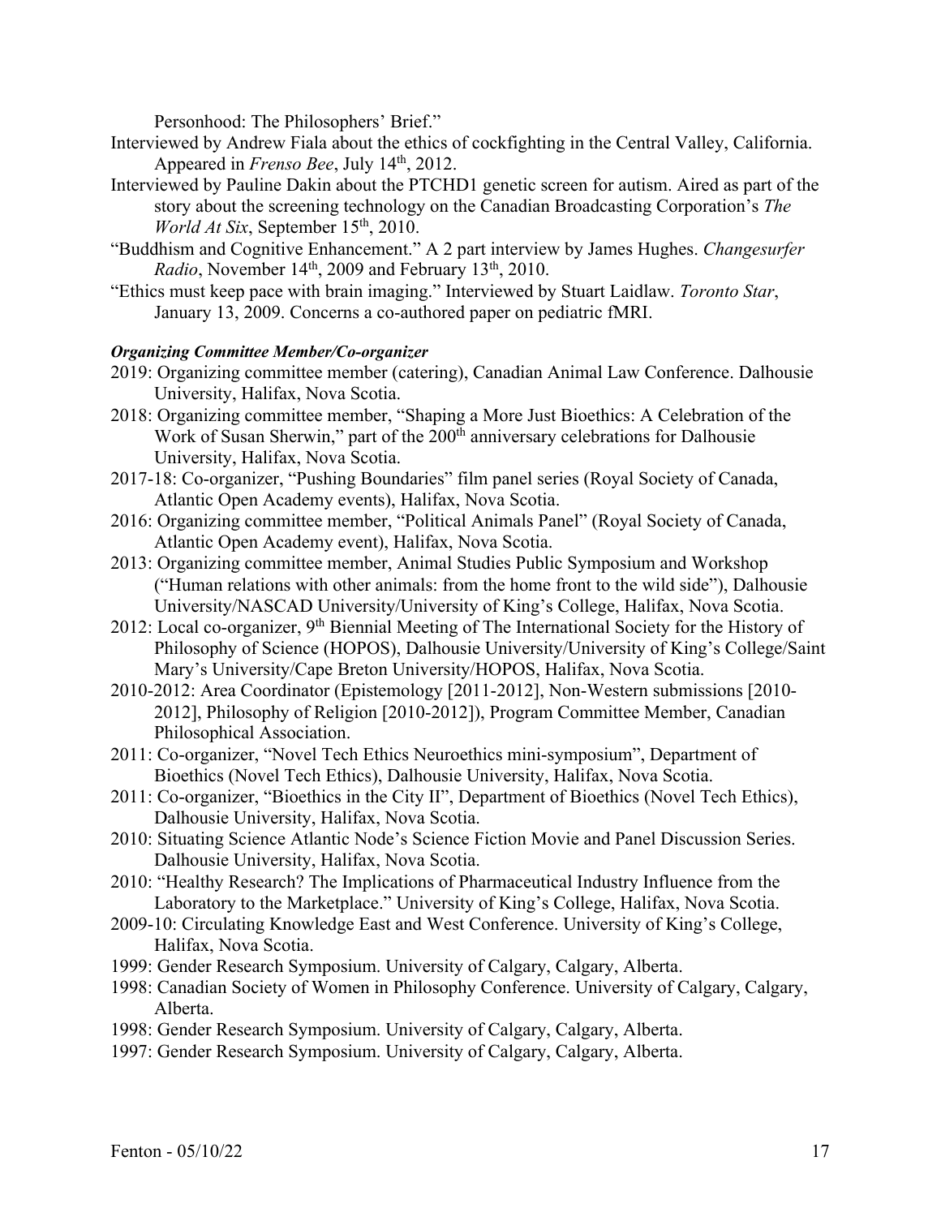Personhood: The Philosophers' Brief."

Interviewed by Andrew Fiala about the ethics of cockfighting in the Central Valley, California. Appeared in *Frenso Bee*, July 14th, 2012.

Interviewed by Pauline Dakin about the PTCHD1 genetic screen for autism. Aired as part of the story about the screening technology on the Canadian Broadcasting Corporation's *The World At Six*, September 15th, 2010.

"Buddhism and Cognitive Enhancement." A 2 part interview by James Hughes. *Changesurfer Radio*, November 14th, 2009 and February 13th, 2010.

"Ethics must keep pace with brain imaging." Interviewed by Stuart Laidlaw. *Toronto Star*, January 13, 2009. Concerns a co-authored paper on pediatric fMRI.

***Organizing Committee Member/Co-organizer***

2019: Organizing committee member (catering), Canadian Animal Law Conference. Dalhousie University, Halifax, Nova Scotia.

2018: Organizing committee member, "Shaping a More Just Bioethics: A Celebration of the Work of Susan Sherwin," part of the 200th anniversary celebrations for Dalhousie University, Halifax, Nova Scotia.

2017-18: Co-organizer, "Pushing Boundaries" film panel series (Royal Society of Canada, Atlantic Open Academy events), Halifax, Nova Scotia.

2016: Organizing committee member, "Political Animals Panel" (Royal Society of Canada, Atlantic Open Academy event), Halifax, Nova Scotia.

2013: Organizing committee member, Animal Studies Public Symposium and Workshop ("Human relations with other animals: from the home front to the wild side"), Dalhousie University/NASCAD University/University of King's College, Halifax, Nova Scotia.

2012: Local co-organizer, 9th Biennial Meeting of The International Society for the History of Philosophy of Science (HOPOS), Dalhousie University/University of King's College/Saint Mary's University/Cape Breton University/HOPOS, Halifax, Nova Scotia.

2010-2012: Area Coordinator (Epistemology [2011-2012], Non-Western submissions [2010-2012], Philosophy of Religion [2010-2012]), Program Committee Member, Canadian Philosophical Association.

2011: Co-organizer, "Novel Tech Ethics Neuroethics mini-symposium", Department of Bioethics (Novel Tech Ethics), Dalhousie University, Halifax, Nova Scotia.

2011: Co-organizer, "Bioethics in the City II", Department of Bioethics (Novel Tech Ethics), Dalhousie University, Halifax, Nova Scotia.

2010: Situating Science Atlantic Node's Science Fiction Movie and Panel Discussion Series. Dalhousie University, Halifax, Nova Scotia.

2010: "Healthy Research? The Implications of Pharmaceutical Industry Influence from the Laboratory to the Marketplace." University of King's College, Halifax, Nova Scotia.

2009-10: Circulating Knowledge East and West Conference. University of King's College, Halifax, Nova Scotia.

1999: Gender Research Symposium. University of Calgary, Calgary, Alberta.

1998: Canadian Society of Women in Philosophy Conference. University of Calgary, Calgary, Alberta.

1998: Gender Research Symposium. University of Calgary, Calgary, Alberta.

1997: Gender Research Symposium. University of Calgary, Calgary, Alberta.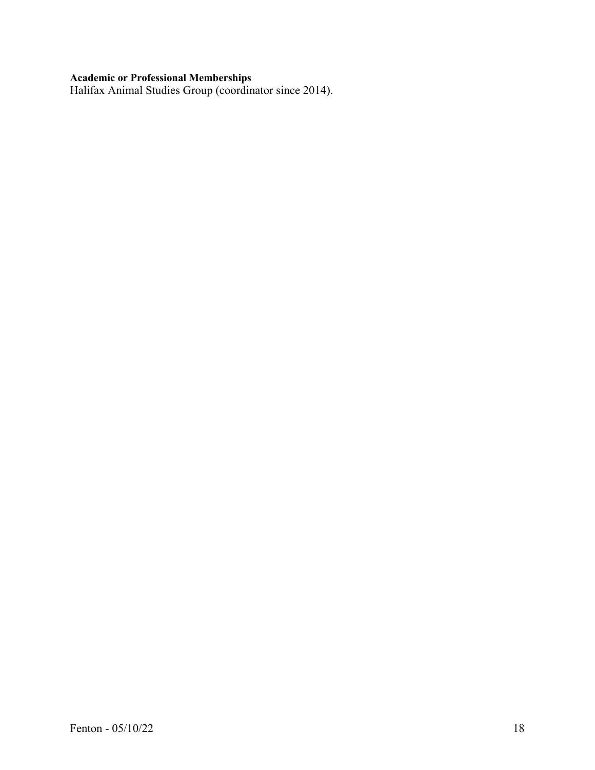**Academic or Professional Memberships**

Halifax Animal Studies Group (coordinator since 2014).